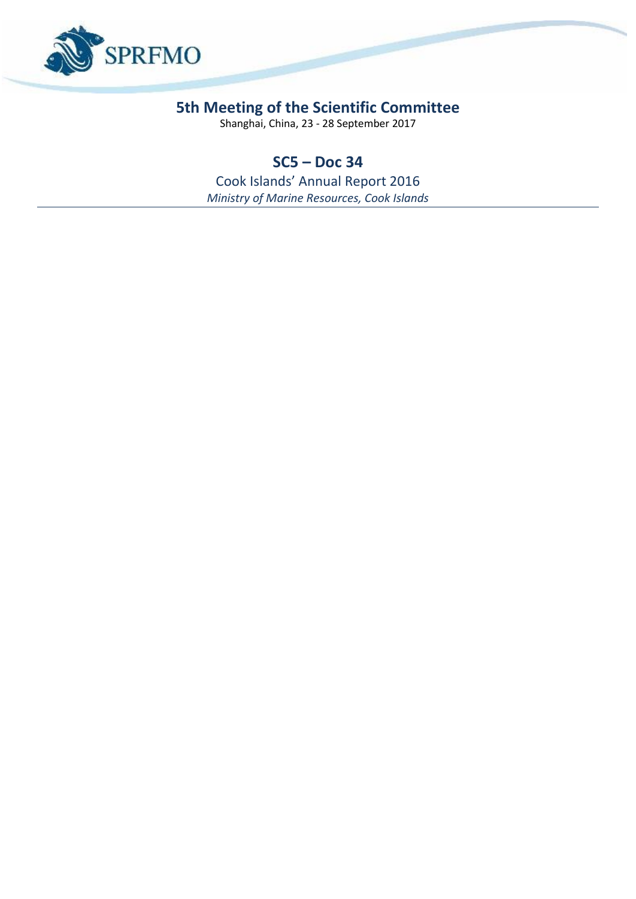# 5th Meeting of the Scientific Committee

Shanghai, China, 23 - 28 September 2017

## SC5 – Doc 34

Cook Islands' Annual Report 2016

*Ministry of Marine Resources, Cook Islands*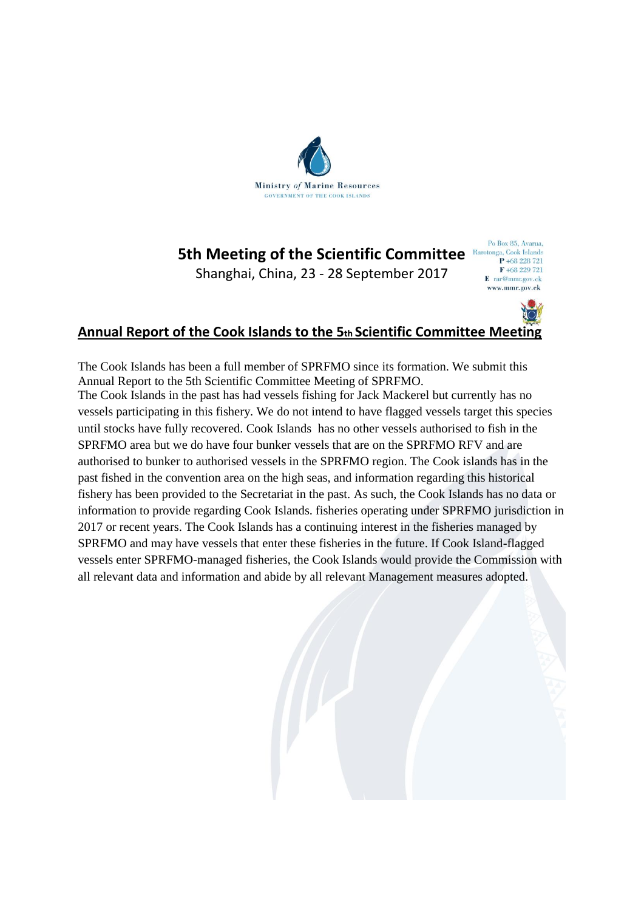Ministry of Marine Resources
GOVERNMENT OF THE COOK ISLANDS

# 5th Meeting of the Scientific Committee

Shanghai, China, 23 - 28 September 2017

Po Box 85, Avarua,
Rarotonga, Cook Islands
P +68 228 721
F +68 229 721
E rar@mmr.gov.ck
www.mmr.gov.ck

## Annual Report of the Cook Islands to the 5th Scientific Committee Meeting

The Cook Islands has been a full member of SPRFMO since its formation. We submit this Annual Report to the 5th Scientific Committee Meeting of SPRFMO.
The Cook Islands in the past has had vessels fishing for Jack Mackerel but currently has no vessels participating in this fishery. We do not intend to have flagged vessels target this species until stocks have fully recovered. Cook Islands has no other vessels authorised to fish in the SPRFMO area but we do have four bunker vessels that are on the SPRFMO RFV and are authorised to bunker to authorised vessels in the SPRFMO region. The Cook islands has in the past fished in the convention area on the high seas, and information regarding this historical fishery has been provided to the Secretariat in the past. As such, the Cook Islands has no data or information to provide regarding Cook Islands. fisheries operating under SPRFMO jurisdiction in 2017 or recent years. The Cook Islands has a continuing interest in the fisheries managed by SPRFMO and may have vessels that enter these fisheries in the future. If Cook Island-flagged vessels enter SPRFMO-managed fisheries, the Cook Islands would provide the Commission with all relevant data and information and abide by all relevant Management measures adopted.